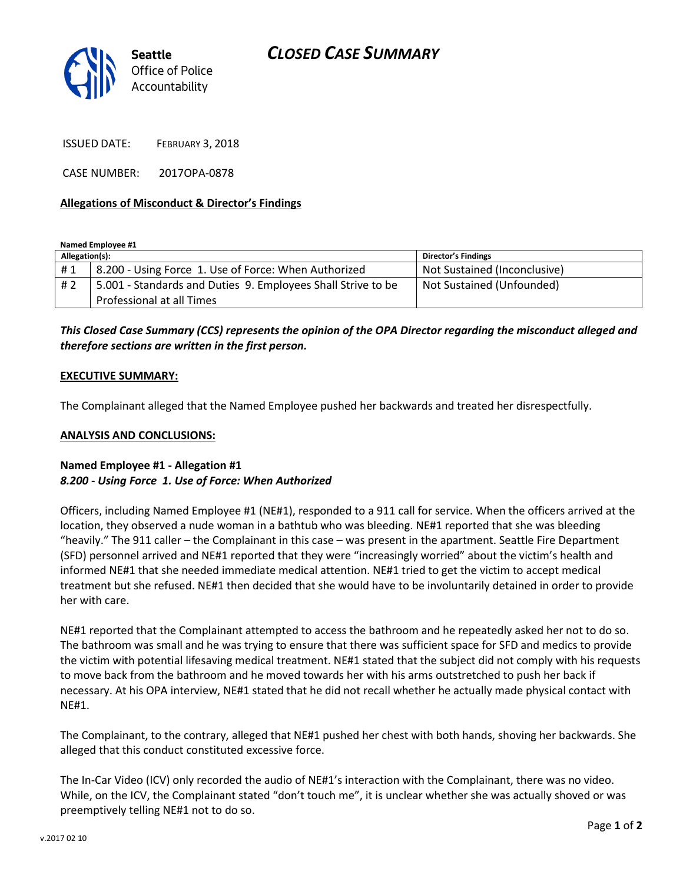Seattle Office of Police Accountability

# CLOSED CASE SUMMARY

ISSUED DATE: FEBRUARY 3, 2018

CASE NUMBER: 2017OPA-0878

**Allegations of Misconduct & Director's Findings**

**Named Employee #1**

| Allegation(s): | | Director's Findings |
|---|---|---|
| # 1 | 8.200 - Using Force 1. Use of Force: When Authorized | Not Sustained (Inconclusive) |
| # 2 | 5.001 - Standards and Duties 9. Employees Shall Strive to be Professional at all Times | Not Sustained (Unfounded) |

***This Closed Case Summary (CCS) represents the opinion of the OPA Director regarding the misconduct alleged and therefore sections are written in the first person.***

**EXECUTIVE SUMMARY:**

The Complainant alleged that the Named Employee pushed her backwards and treated her disrespectfully.

**ANALYSIS AND CONCLUSIONS:**

**Named Employee #1 - Allegation #1**
***8.200 - Using Force 1. Use of Force: When Authorized***

Officers, including Named Employee #1 (NE#1), responded to a 911 call for service. When the officers arrived at the location, they observed a nude woman in a bathtub who was bleeding. NE#1 reported that she was bleeding "heavily." The 911 caller – the Complainant in this case – was present in the apartment. Seattle Fire Department (SFD) personnel arrived and NE#1 reported that they were "increasingly worried" about the victim's health and informed NE#1 that she needed immediate medical attention. NE#1 tried to get the victim to accept medical treatment but she refused. NE#1 then decided that she would have to be involuntarily detained in order to provide her with care.

NE#1 reported that the Complainant attempted to access the bathroom and he repeatedly asked her not to do so. The bathroom was small and he was trying to ensure that there was sufficient space for SFD and medics to provide the victim with potential lifesaving medical treatment. NE#1 stated that the subject did not comply with his requests to move back from the bathroom and he moved towards her with his arms outstretched to push her back if necessary. At his OPA interview, NE#1 stated that he did not recall whether he actually made physical contact with NE#1.

The Complainant, to the contrary, alleged that NE#1 pushed her chest with both hands, shoving her backwards. She alleged that this conduct constituted excessive force.

The In-Car Video (ICV) only recorded the audio of NE#1's interaction with the Complainant, there was no video. While, on the ICV, the Complainant stated "don't touch me", it is unclear whether she was actually shoved or was preemptively telling NE#1 not to do so.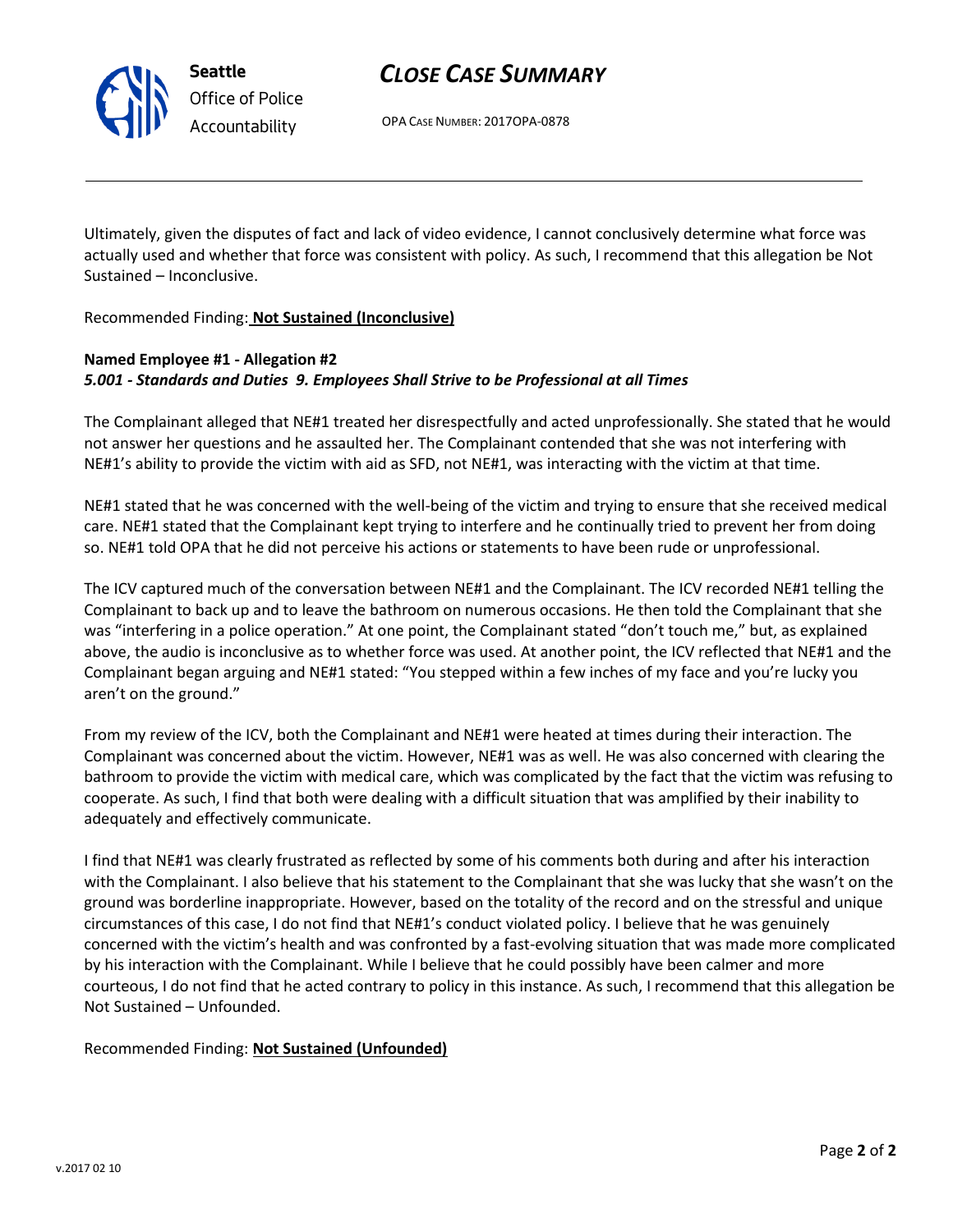Ultimately, given the disputes of fact and lack of video evidence, I cannot conclusively determine what force was actually used and whether that force was consistent with policy. As such, I recommend that this allegation be Not Sustained – Inconclusive.

Recommended Finding: **Not Sustained (Inconclusive)**

**Named Employee #1 - Allegation #2**
***5.001 - Standards and Duties 9. Employees Shall Strive to be Professional at all Times***

The Complainant alleged that NE#1 treated her disrespectfully and acted unprofessionally. She stated that he would not answer her questions and he assaulted her. The Complainant contended that she was not interfering with NE#1's ability to provide the victim with aid as SFD, not NE#1, was interacting with the victim at that time.

NE#1 stated that he was concerned with the well-being of the victim and trying to ensure that she received medical care. NE#1 stated that the Complainant kept trying to interfere and he continually tried to prevent her from doing so. NE#1 told OPA that he did not perceive his actions or statements to have been rude or unprofessional.

The ICV captured much of the conversation between NE#1 and the Complainant. The ICV recorded NE#1 telling the Complainant to back up and to leave the bathroom on numerous occasions. He then told the Complainant that she was "interfering in a police operation." At one point, the Complainant stated "don't touch me," but, as explained above, the audio is inconclusive as to whether force was used. At another point, the ICV reflected that NE#1 and the Complainant began arguing and NE#1 stated: "You stepped within a few inches of my face and you're lucky you aren't on the ground."

From my review of the ICV, both the Complainant and NE#1 were heated at times during their interaction. The Complainant was concerned about the victim. However, NE#1 was as well. He was also concerned with clearing the bathroom to provide the victim with medical care, which was complicated by the fact that the victim was refusing to cooperate. As such, I find that both were dealing with a difficult situation that was amplified by their inability to adequately and effectively communicate.

I find that NE#1 was clearly frustrated as reflected by some of his comments both during and after his interaction with the Complainant. I also believe that his statement to the Complainant that she was lucky that she wasn't on the ground was borderline inappropriate. However, based on the totality of the record and on the stressful and unique circumstances of this case, I do not find that NE#1's conduct violated policy. I believe that he was genuinely concerned with the victim's health and was confronted by a fast-evolving situation that was made more complicated by his interaction with the Complainant. While I believe that he could possibly have been calmer and more courteous, I do not find that he acted contrary to policy in this instance. As such, I recommend that this allegation be Not Sustained – Unfounded.

Recommended Finding: **Not Sustained (Unfounded)**